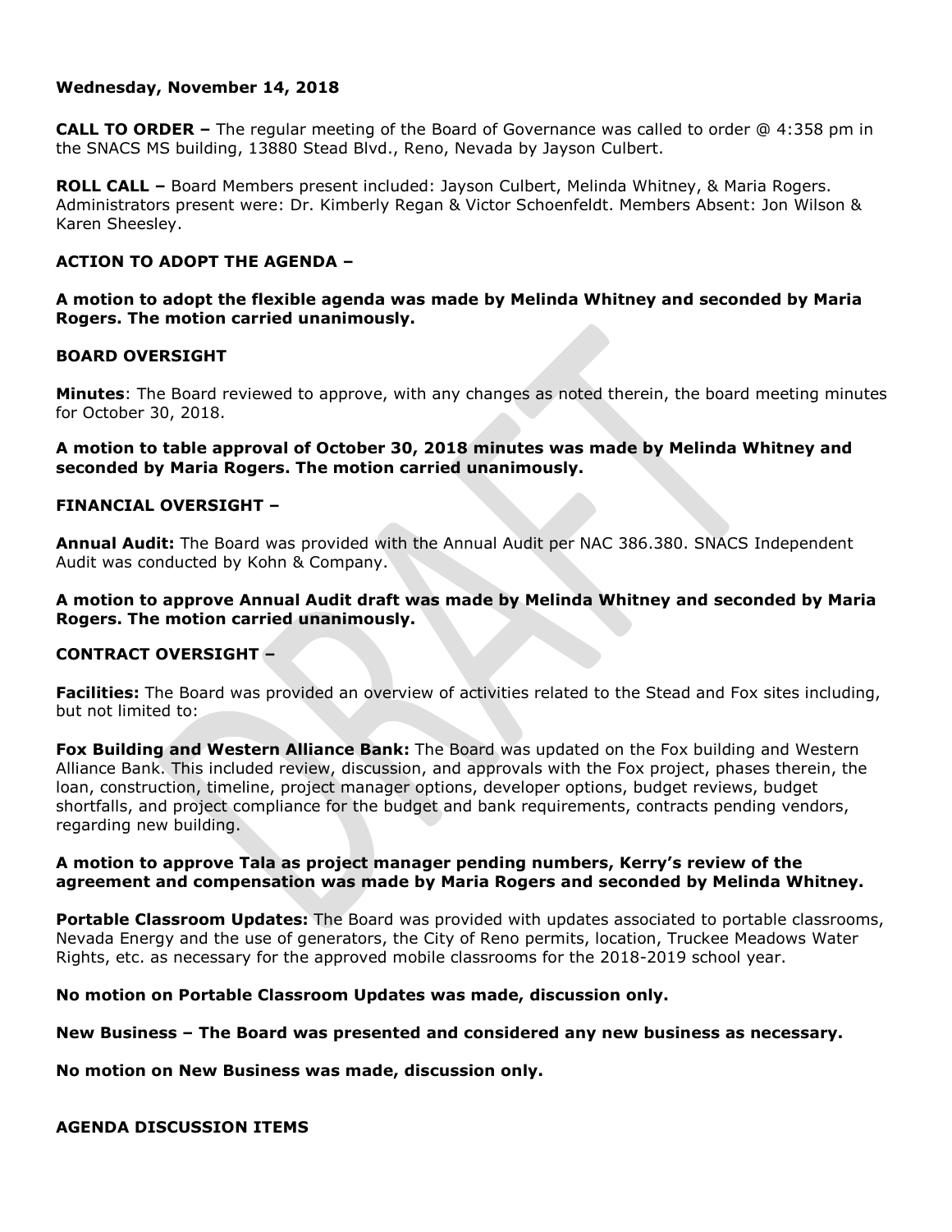**Wednesday, November 14, 2018**

**CALL TO ORDER –** The regular meeting of the Board of Governance was called to order @ 4:358 pm in the SNACS MS building, 13880 Stead Blvd., Reno, Nevada by Jayson Culbert.

**ROLL CALL –** Board Members present included: Jayson Culbert, Melinda Whitney, & Maria Rogers. Administrators present were: Dr. Kimberly Regan & Victor Schoenfeldt. Members Absent: Jon Wilson & Karen Sheesley.

**ACTION TO ADOPT THE AGENDA –**

**A motion to adopt the flexible agenda was made by Melinda Whitney and seconded by Maria Rogers. The motion carried unanimously.**

**BOARD OVERSIGHT**

**Minutes**: The Board reviewed to approve, with any changes as noted therein, the board meeting minutes for October 30, 2018.

**A motion to table approval of October 30, 2018 minutes was made by Melinda Whitney and seconded by Maria Rogers. The motion carried unanimously.**

**FINANCIAL OVERSIGHT –**

**Annual Audit:** The Board was provided with the Annual Audit per NAC 386.380. SNACS Independent Audit was conducted by Kohn & Company.

**A motion to approve Annual Audit draft was made by Melinda Whitney and seconded by Maria Rogers. The motion carried unanimously.**

**CONTRACT OVERSIGHT –**

**Facilities:** The Board was provided an overview of activities related to the Stead and Fox sites including, but not limited to:

**Fox Building and Western Alliance Bank:** The Board was updated on the Fox building and Western Alliance Bank. This included review, discussion, and approvals with the Fox project, phases therein, the loan, construction, timeline, project manager options, developer options, budget reviews, budget shortfalls, and project compliance for the budget and bank requirements, contracts pending vendors, regarding new building.

**A motion to approve Tala as project manager pending numbers, Kerry's review of the agreement and compensation was made by Maria Rogers and seconded by Melinda Whitney.**

**Portable Classroom Updates:** The Board was provided with updates associated to portable classrooms, Nevada Energy and the use of generators, the City of Reno permits, location, Truckee Meadows Water Rights, etc. as necessary for the approved mobile classrooms for the 2018-2019 school year.

**No motion on Portable Classroom Updates was made, discussion only.**

**New Business – The Board was presented and considered any new business as necessary.**

**No motion on New Business was made, discussion only.**

**AGENDA DISCUSSION ITEMS**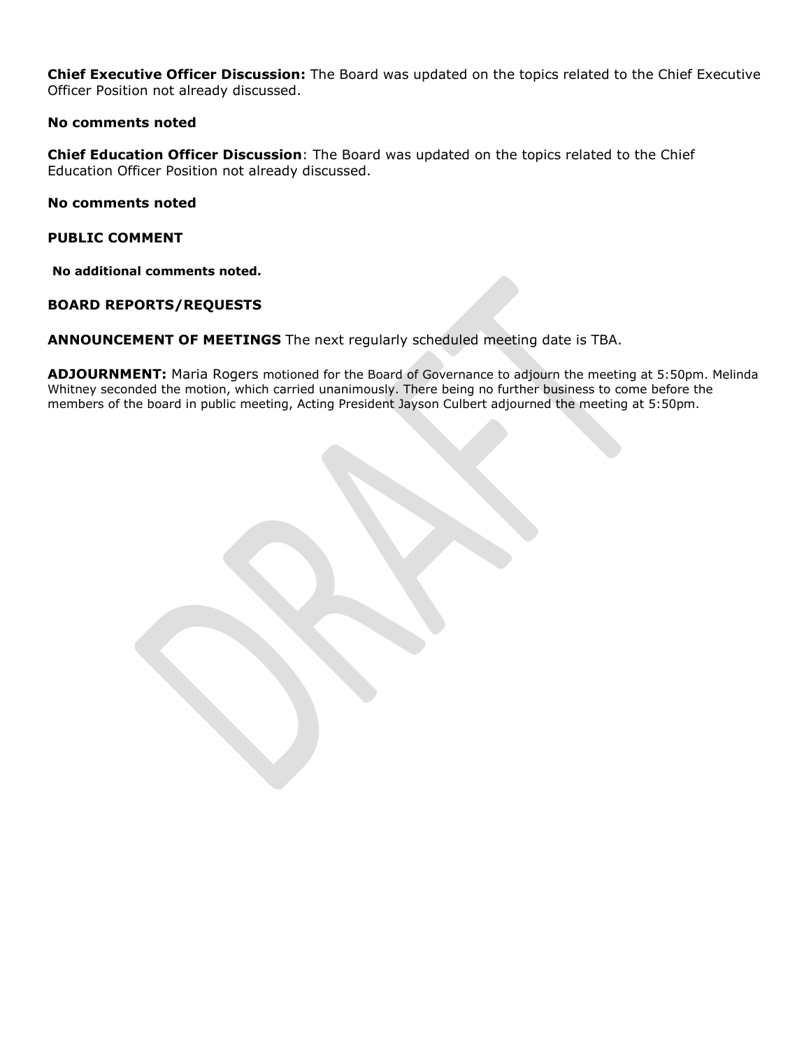**Chief Executive Officer Discussion:** The Board was updated on the topics related to the Chief Executive Officer Position not already discussed.

**No comments noted**

**Chief Education Officer Discussion**: The Board was updated on the topics related to the Chief Education Officer Position not already discussed.

**No comments noted**

**PUBLIC COMMENT**

**No additional comments noted.**

**BOARD REPORTS/REQUESTS**

**ANNOUNCEMENT OF MEETINGS** The next regularly scheduled meeting date is TBA.

**ADJOURNMENT:** Maria Rogers motioned for the Board of Governance to adjourn the meeting at 5:50pm. Melinda Whitney seconded the motion, which carried unanimously. There being no further business to come before the members of the board in public meeting, Acting President Jayson Culbert adjourned the meeting at 5:50pm.